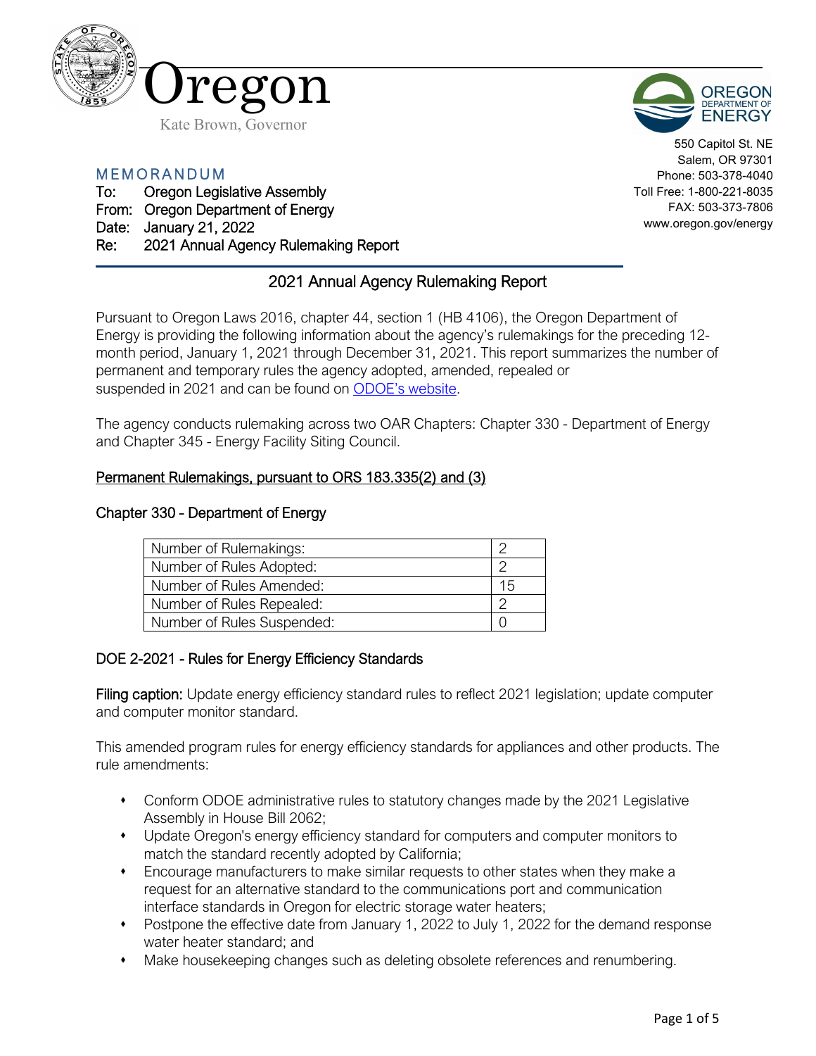# Oregon

Kate Brown, Governor

550 Capitol St. NE
Salem, OR 97301
Phone: 503-378-4040
Toll Free: 1-800-221-8035
FAX: 503-373-7806
www.oregon.gov/energy

MEMORANDUM

To: Oregon Legislative Assembly
From: Oregon Department of Energy
Date: January 21, 2022
Re: 2021 Annual Agency Rulemaking Report

## 2021 Annual Agency Rulemaking Report

Pursuant to Oregon Laws 2016, chapter 44, section 1 (HB 4106), the Oregon Department of Energy is providing the following information about the agency's rulemakings for the preceding 12-month period, January 1, 2021 through December 31, 2021. This report summarizes the number of permanent and temporary rules the agency adopted, amended, repealed or suspended in 2021 and can be found on ODOE's website.

The agency conducts rulemaking across two OAR Chapters: Chapter 330 - Department of Energy and Chapter 345 - Energy Facility Siting Council.

### Permanent Rulemakings, pursuant to ORS 183.335(2) and (3)

### Chapter 330 - Department of Energy

| | |
|---|---|
| Number of Rulemakings: | 2 |
| Number of Rules Adopted: | 2 |
| Number of Rules Amended: | 15 |
| Number of Rules Repealed: | 2 |
| Number of Rules Suspended: | 0 |

### DOE 2-2021 - Rules for Energy Efficiency Standards

**Filing caption:** Update energy efficiency standard rules to reflect 2021 legislation; update computer and computer monitor standard.

This amended program rules for energy efficiency standards for appliances and other products. The rule amendments:

- Conform ODOE administrative rules to statutory changes made by the 2021 Legislative Assembly in House Bill 2062;
- Update Oregon's energy efficiency standard for computers and computer monitors to match the standard recently adopted by California;
- Encourage manufacturers to make similar requests to other states when they make a request for an alternative standard to the communications port and communication interface standards in Oregon for electric storage water heaters;
- Postpone the effective date from January 1, 2022 to July 1, 2022 for the demand response water heater standard; and
- Make housekeeping changes such as deleting obsolete references and renumbering.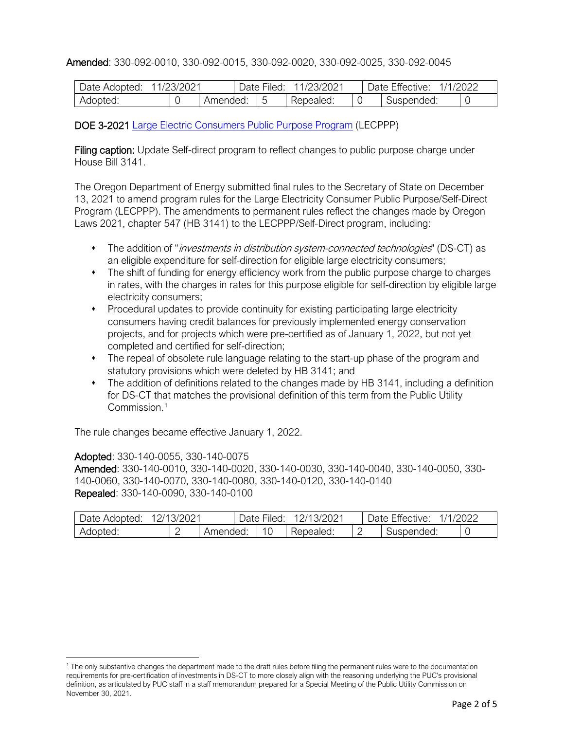**Amended**: 330-092-0010, 330-092-0015, 330-092-0020, 330-092-0025, 330-092-0045

| Date Adopted: 11/23/2021 | | Date Filed: 11/23/2021 | | Date Effective: 1/1/2022 | | | |
|---|---|---|---|---|---|---|---|
| Adopted: | 0 | Amended: | 5 | Repealed: | 0 | Suspended: | 0 |

**DOE 3-2021** [Large Electric Consumers Public Purpose Program]() (LECPPP)

**Filing caption:** Update Self-direct program to reflect changes to public purpose charge under House Bill 3141.

The Oregon Department of Energy submitted final rules to the Secretary of State on December 13, 2021 to amend program rules for the Large Electricity Consumer Public Purpose/Self-Direct Program (LECPPP). The amendments to permanent rules reflect the changes made by Oregon Laws 2021, chapter 547 (HB 3141) to the LECPPP/Self-Direct program, including:

- The addition of "*investments in distribution system-connected technologies*" (DS-CT) as an eligible expenditure for self-direction for eligible large electricity consumers;
- The shift of funding for energy efficiency work from the public purpose charge to charges in rates, with the charges in rates for this purpose eligible for self-direction by eligible large electricity consumers;
- Procedural updates to provide continuity for existing participating large electricity consumers having credit balances for previously implemented energy conservation projects, and for projects which were pre-certified as of January 1, 2022, but not yet completed and certified for self-direction;
- The repeal of obsolete rule language relating to the start-up phase of the program and statutory provisions which were deleted by HB 3141; and
- The addition of definitions related to the changes made by HB 3141, including a definition for DS-CT that matches the provisional definition of this term from the Public Utility Commission.[1]

The rule changes became effective January 1, 2022.

**Adopted**: 330-140-0055, 330-140-0075
**Amended**: 330-140-0010, 330-140-0020, 330-140-0030, 330-140-0040, 330-140-0050, 330-140-0060, 330-140-0070, 330-140-0080, 330-140-0120, 330-140-0140
**Repealed**: 330-140-0090, 330-140-0100

| Date Adopted: 12/13/2021 | | Date Filed: 12/13/2021 | | Date Effective: 1/1/2022 | | | |
|---|---|---|---|---|---|---|---|
| Adopted: | 2 | Amended: | 10 | Repealed: | 2 | Suspended: | 0 |

[1] The only substantive changes the department made to the draft rules before filing the permanent rules were to the documentation requirements for pre-certification of investments in DS-CT to more closely align with the reasoning underlying the PUC's provisional definition, as articulated by PUC staff in a staff memorandum prepared for a Special Meeting of the Public Utility Commission on November 30, 2021.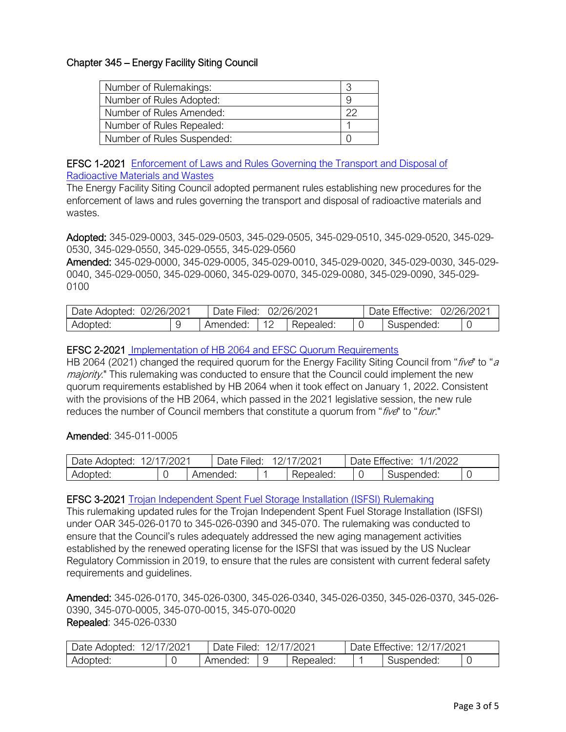## Chapter 345 – Energy Facility Siting Council

| Number of Rulemakings: | 3 |
|---|---|
| Number of Rules Adopted: | 9 |
| Number of Rules Amended: | 22 |
| Number of Rules Repealed: | 1 |
| Number of Rules Suspended: | 0 |

**EFSC 1-2021** Enforcement of Laws and Rules Governing the Transport and Disposal of Radioactive Materials and Wastes

The Energy Facility Siting Council adopted permanent rules establishing new procedures for the enforcement of laws and rules governing the transport and disposal of radioactive materials and wastes.

**Adopted:** 345-029-0003, 345-029-0503, 345-029-0505, 345-029-0510, 345-029-0520, 345-029-0530, 345-029-0550, 345-029-0555, 345-029-0560

**Amended:** 345-029-0000, 345-029-0005, 345-029-0010, 345-029-0020, 345-029-0030, 345-029-0040, 345-029-0050, 345-029-0060, 345-029-0070, 345-029-0080, 345-029-0090, 345-029-0100

| Date Adopted: 02/26/2021 | | Date Filed: 02/26/2021 | | | Date Effective: 02/26/2021 | | |
|---|---|---|---|---|---|---|---|
| Adopted: | 9 | Amended: | 12 | Repealed: | 0 | Suspended: | 0 |

**EFSC 2-2021** Implementation of HB 2064 and EFSC Quorum Requirements

HB 2064 (2021) changed the required quorum for the Energy Facility Siting Council from "*five*" to "*a majority*." This rulemaking was conducted to ensure that the Council could implement the new quorum requirements established by HB 2064 when it took effect on January 1, 2022. Consistent with the provisions of the HB 2064, which passed in the 2021 legislative session, the new rule reduces the number of Council members that constitute a quorum from "*five*" to "*four*."

**Amended**: 345-011-0005

| Date Adopted: 12/17/2021 | | Date Filed: 12/17/2021 | | | Date Effective: 1/1/2022 | | |
|---|---|---|---|---|---|---|---|
| Adopted: | 0 | Amended: | 1 | Repealed: | 0 | Suspended: | 0 |

**EFSC 3-2021** Trojan Independent Spent Fuel Storage Installation (ISFSI) Rulemaking

This rulemaking updated rules for the Trojan Independent Spent Fuel Storage Installation (ISFSI) under OAR 345-026-0170 to 345-026-0390 and 345-070. The rulemaking was conducted to ensure that the Council's rules adequately addressed the new aging management activities established by the renewed operating license for the ISFSI that was issued by the US Nuclear Regulatory Commission in 2019, to ensure that the rules are consistent with current federal safety requirements and guidelines.

**Amended:** 345-026-0170, 345-026-0300, 345-026-0340, 345-026-0350, 345-026-0370, 345-026-0390, 345-070-0005, 345-070-0015, 345-070-0020

**Repealed**: 345-026-0330

| Date Adopted: 12/17/2021 | | Date Filed: 12/17/2021 | | | Date Effective: 12/17/2021 | | |
|---|---|---|---|---|---|---|---|
| Adopted: | 0 | Amended: | 9 | Repealed: | 1 | Suspended: | 0 |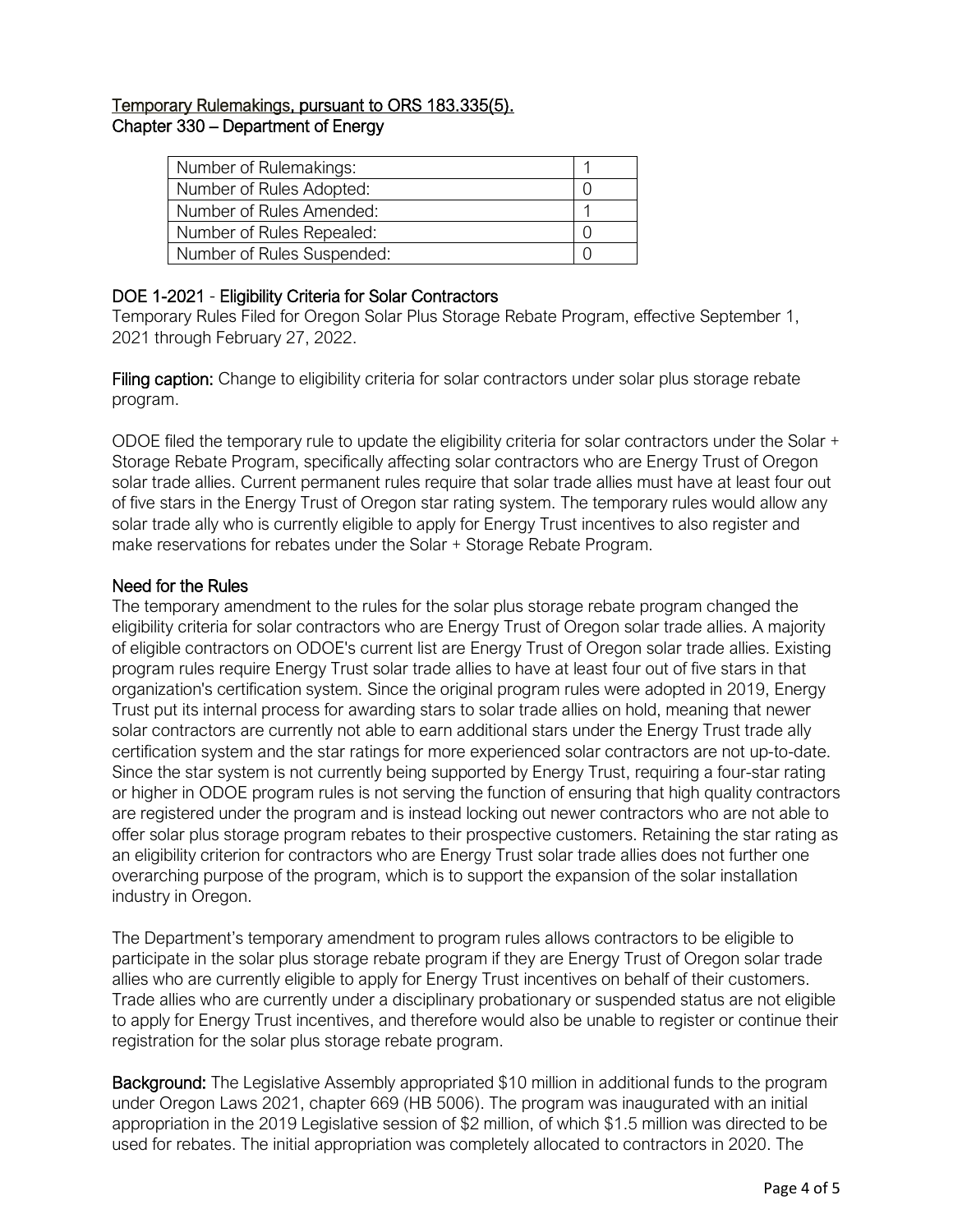Temporary Rulemakings, pursuant to ORS 183.335(5).
Chapter 330 – Department of Energy

| Number of Rulemakings: | 1 |
|---|---|
| Number of Rules Adopted: | 0 |
| Number of Rules Amended: | 1 |
| Number of Rules Repealed: | 0 |
| Number of Rules Suspended: | 0 |

## DOE 1-2021 - Eligibility Criteria for Solar Contractors

Temporary Rules Filed for Oregon Solar Plus Storage Rebate Program, effective September 1, 2021 through February 27, 2022.

**Filing caption:** Change to eligibility criteria for solar contractors under solar plus storage rebate program.

ODOE filed the temporary rule to update the eligibility criteria for solar contractors under the Solar + Storage Rebate Program, specifically affecting solar contractors who are Energy Trust of Oregon solar trade allies. Current permanent rules require that solar trade allies must have at least four out of five stars in the Energy Trust of Oregon star rating system. The temporary rules would allow any solar trade ally who is currently eligible to apply for Energy Trust incentives to also register and make reservations for rebates under the Solar + Storage Rebate Program.

## Need for the Rules

The temporary amendment to the rules for the solar plus storage rebate program changed the eligibility criteria for solar contractors who are Energy Trust of Oregon solar trade allies. A majority of eligible contractors on ODOE's current list are Energy Trust of Oregon solar trade allies. Existing program rules require Energy Trust solar trade allies to have at least four out of five stars in that organization's certification system. Since the original program rules were adopted in 2019, Energy Trust put its internal process for awarding stars to solar trade allies on hold, meaning that newer solar contractors are currently not able to earn additional stars under the Energy Trust trade ally certification system and the star ratings for more experienced solar contractors are not up-to-date. Since the star system is not currently being supported by Energy Trust, requiring a four-star rating or higher in ODOE program rules is not serving the function of ensuring that high quality contractors are registered under the program and is instead locking out newer contractors who are not able to offer solar plus storage program rebates to their prospective customers. Retaining the star rating as an eligibility criterion for contractors who are Energy Trust solar trade allies does not further one overarching purpose of the program, which is to support the expansion of the solar installation industry in Oregon.

The Department's temporary amendment to program rules allows contractors to be eligible to participate in the solar plus storage rebate program if they are Energy Trust of Oregon solar trade allies who are currently eligible to apply for Energy Trust incentives on behalf of their customers. Trade allies who are currently under a disciplinary probationary or suspended status are not eligible to apply for Energy Trust incentives, and therefore would also be unable to register or continue their registration for the solar plus storage rebate program.

**Background:** The Legislative Assembly appropriated $10 million in additional funds to the program under Oregon Laws 2021, chapter 669 (HB 5006). The program was inaugurated with an initial appropriation in the 2019 Legislative session of $2 million, of which $1.5 million was directed to be used for rebates. The initial appropriation was completely allocated to contractors in 2020. The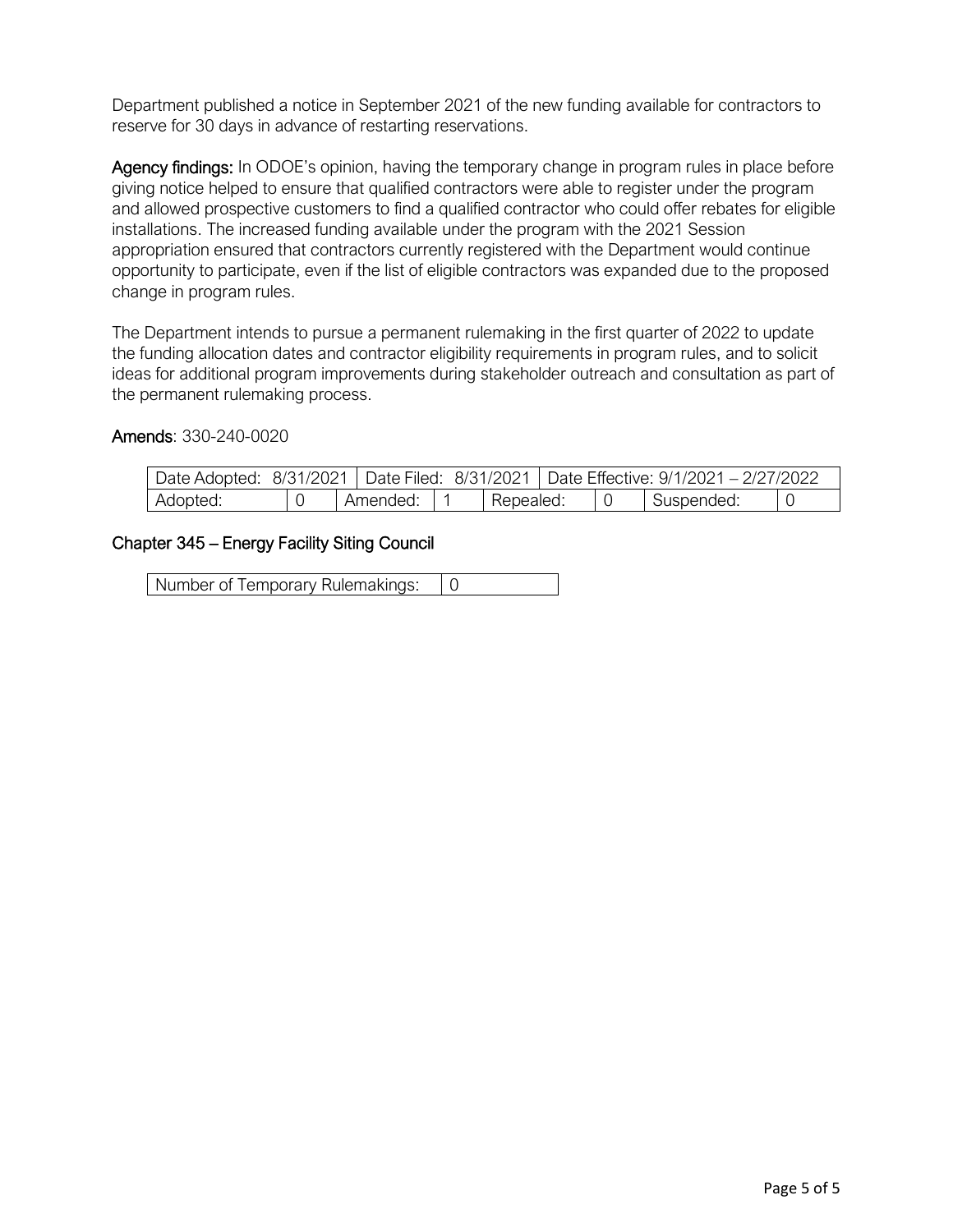Department published a notice in September 2021 of the new funding available for contractors to reserve for 30 days in advance of restarting reservations.

**Agency findings:** In ODOE's opinion, having the temporary change in program rules in place before giving notice helped to ensure that qualified contractors were able to register under the program and allowed prospective customers to find a qualified contractor who could offer rebates for eligible installations. The increased funding available under the program with the 2021 Session appropriation ensured that contractors currently registered with the Department would continue opportunity to participate, even if the list of eligible contractors was expanded due to the proposed change in program rules.

The Department intends to pursue a permanent rulemaking in the first quarter of 2022 to update the funding allocation dates and contractor eligibility requirements in program rules, and to solicit ideas for additional program improvements during stakeholder outreach and consultation as part of the permanent rulemaking process.

**Amends**: 330-240-0020

| | | | | | | | |
|---|---|---|---|---|---|---|---|
| Date Adopted: 8/31/2021 | | Date Filed: 8/31/2021 | | Date Effective: 9/1/2021 – 2/27/2022 | | | |
| Adopted: | 0 | Amended: | 1 | Repealed: | 0 | Suspended: | 0 |

### Chapter 345 – Energy Facility Siting Council

| | |
|---|---|
| Number of Temporary Rulemakings: | 0 |